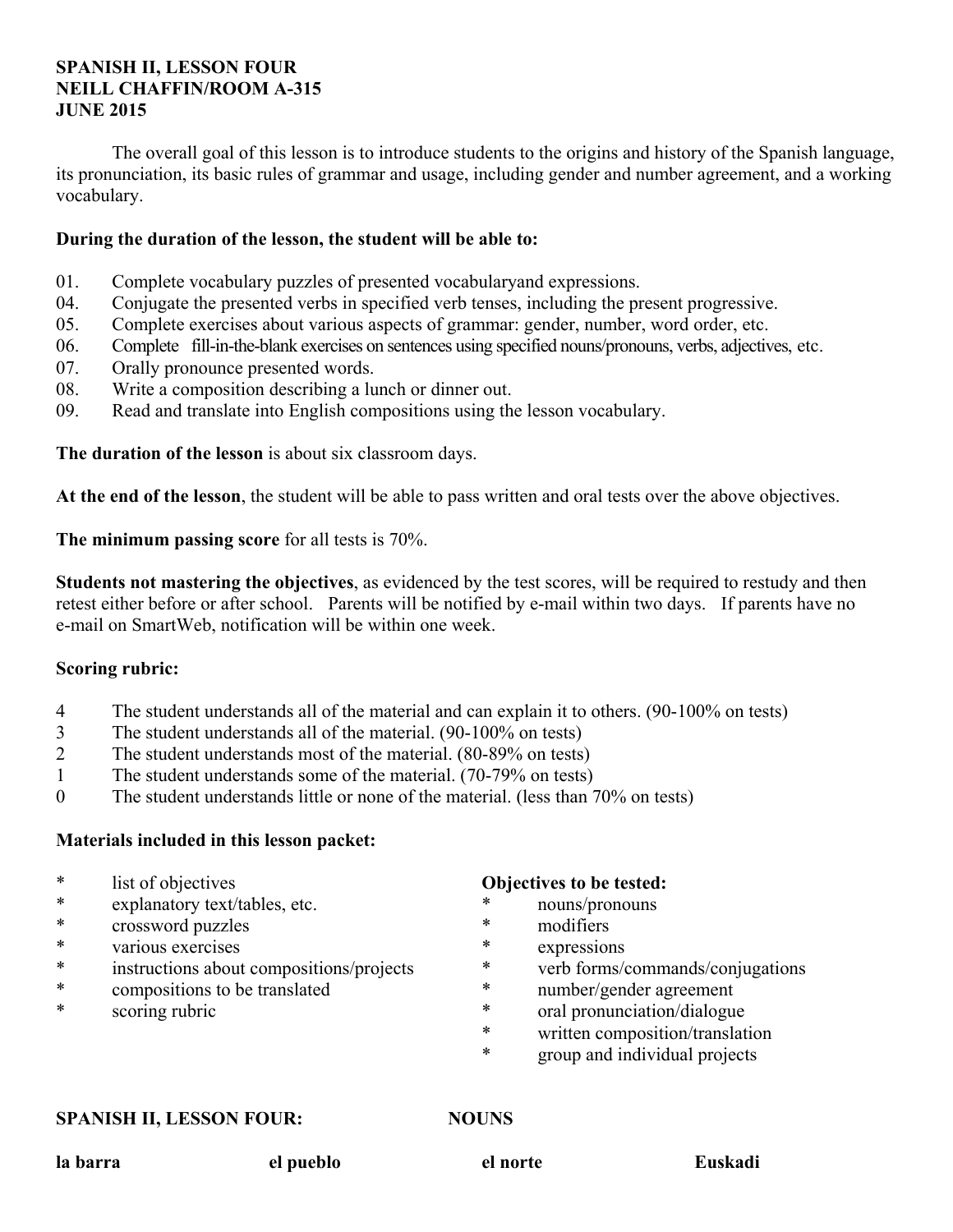**SPANISH II, LESSON FOUR**
**NEILL CHAFFIN/ROOM A-315**
**JUNE 2015**

The overall goal of this lesson is to introduce students to the origins and history of the Spanish language, its pronunciation, its basic rules of grammar and usage, including gender and number agreement, and a working vocabulary.

**During the duration of the lesson, the student will be able to:**

01. Complete vocabulary puzzles of presented vocabularyand expressions.
04. Conjugate the presented verbs in specified verb tenses, including the present progressive.
05. Complete exercises about various aspects of grammar: gender, number, word order, etc.
06. Complete fill-in-the-blank exercises on sentences using specified nouns/pronouns, verbs, adjectives, etc.
07. Orally pronounce presented words.
08. Write a composition describing a lunch or dinner out.
09. Read and translate into English compositions using the lesson vocabulary.

**The duration of the lesson** is about six classroom days.

**At the end of the lesson**, the student will be able to pass written and oral tests over the above objectives.

**The minimum passing score** for all tests is 70%.

**Students not mastering the objectives**, as evidenced by the test scores, will be required to restudy and then retest either before or after school. Parents will be notified by e-mail within two days. If parents have no e-mail on SmartWeb, notification will be within one week.

**Scoring rubric:**

4 The student understands all of the material and can explain it to others. (90-100% on tests)
3 The student understands all of the material. (90-100% on tests)
2 The student understands most of the material. (80-89% on tests)
1 The student understands some of the material. (70-79% on tests)
0 The student understands little or none of the material. (less than 70% on tests)

**Materials included in this lesson packet:**

* list of objectives
* explanatory text/tables, etc.
* crossword puzzles
* various exercises
* instructions about compositions/projects
* compositions to be translated
* scoring rubric

**Objectives to be tested:**

* nouns/pronouns
* modifiers
* expressions
* verb forms/commands/conjugations
* number/gender agreement
* oral pronunciation/dialogue
* written composition/translation
* group and individual projects

**SPANISH II, LESSON FOUR:** **NOUNS**

| **la barra** | **el pueblo** | **el norte** | **Euskadi** |
|---|---|---|---|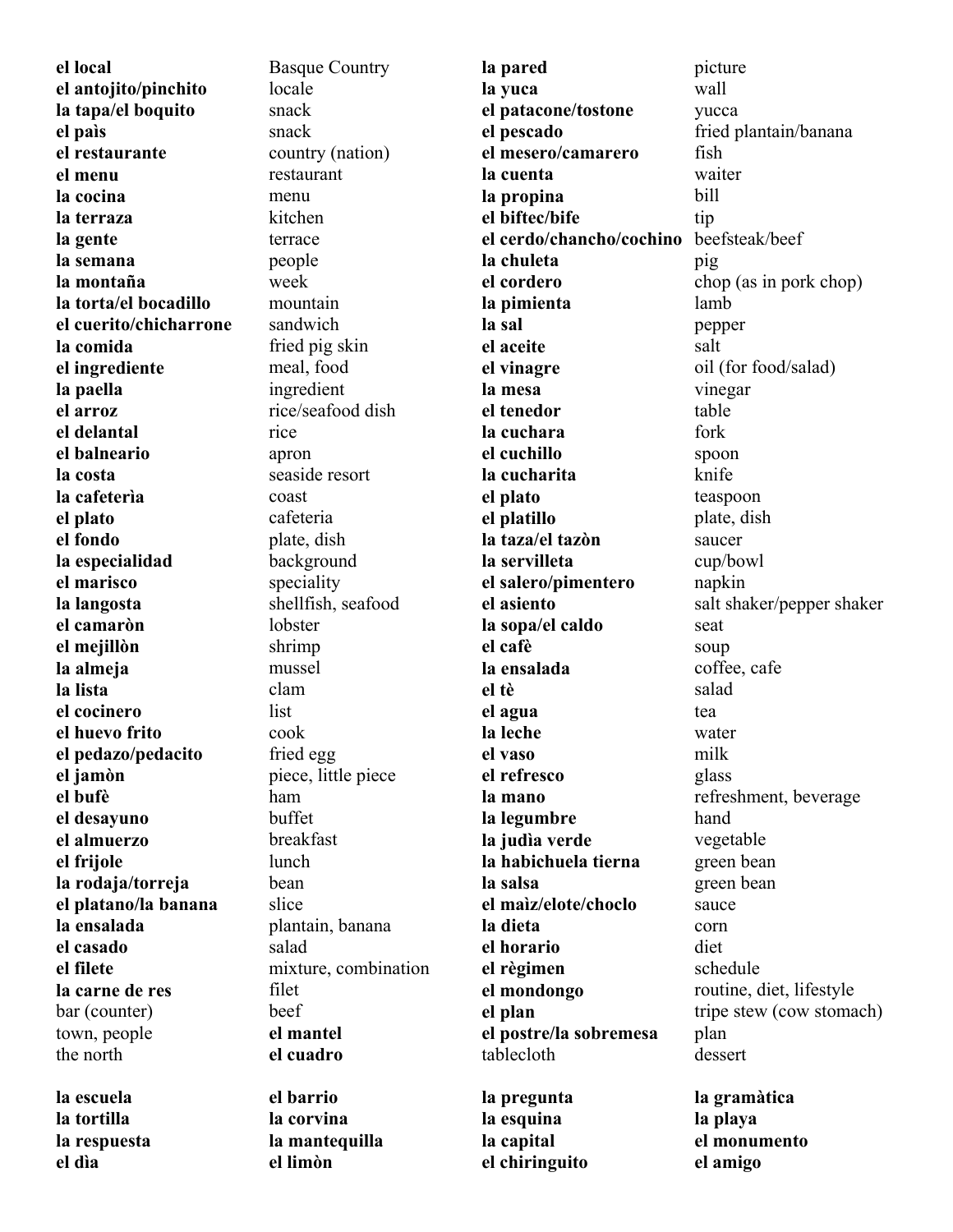| | | | |
|---|---|---|---|
| **el local** | Basque Country | **la pared** | picture |
| **el antojito/pinchito** | locale | **la yuca** | wall |
| **la tapa/el boquito** | snack | **el patacone/tostone** | yucca |
| **el paìs** | snack | **el pescado** | fried plantain/banana |
| **el restaurante** | country (nation) | **el mesero/camarero** | fish |
| **el menu** | restaurant | **la cuenta** | waiter |
| **la cocina** | menu | **la propina** | bill |
| **la terraza** | kitchen | **el biftec/bife** | tip |
| **la gente** | terrace | **el cerdo/chancho/cochino** | beefsteak/beef |
| **la semana** | people | **la chuleta** | pig |
| **la montaña** | week | **el cordero** | chop (as in pork chop) |
| **la torta/el bocadillo** | mountain | **la pimienta** | lamb |
| **el cuerito/chicharrone** | sandwich | **la sal** | pepper |
| **la comida** | fried pig skin | **el aceite** | salt |
| **el ingrediente** | meal, food | **el vinagre** | oil (for food/salad) |
| **la paella** | ingredient | **la mesa** | vinegar |
| **el arroz** | rice/seafood dish | **el tenedor** | table |
| **el delantal** | rice | **la cuchara** | fork |
| **el balneario** | apron | **el cuchillo** | spoon |
| **la costa** | seaside resort | **la cucharita** | knife |
| **la cafeterìa** | coast | **el plato** | teaspoon |
| **el plato** | cafeteria | **el platillo** | plate, dish |
| **el fondo** | plate, dish | **la taza/el tazòn** | saucer |
| **la especialidad** | background | **la servilleta** | cup/bowl |
| **el marisco** | speciality | **el salero/pimentero** | napkin |
| **la langosta** | shellfish, seafood | **el asiento** | salt shaker/pepper shaker |
| **el camaròn** | lobster | **la sopa/el caldo** | seat |
| **el mejillòn** | shrimp | **el cafè** | soup |
| **la almeja** | mussel | **la ensalada** | coffee, cafe |
| **la lista** | clam | **el tè** | salad |
| **el cocinero** | list | **el agua** | tea |
| **el huevo frito** | cook | **la leche** | water |
| **el pedazo/pedacito** | fried egg | **el vaso** | milk |
| **el jamòn** | piece, little piece | **el refresco** | glass |
| **el bufè** | ham | **la mano** | refreshment, beverage |
| **el desayuno** | buffet | **la legumbre** | hand |
| **el almuerzo** | breakfast | **la judìa verde** | vegetable |
| **el frijole** | lunch | **la habichuela tierna** | green bean |
| **la rodaja/torreja** | bean | **la salsa** | green bean |
| **el platano/la banana** | slice | **el maìz/elote/choclo** | sauce |
| **la ensalada** | plantain, banana | **la dieta** | corn |
| **el casado** | salad | **el horario** | diet |
| **el filete** | mixture, combination | **el règimen** | schedule |
| **la carne de res** | filet | **el mondongo** | routine, diet, lifestyle |
| bar (counter) | beef | **el plan** | tripe stew (cow stomach) |
| town, people | **el mantel** | **el postre/la sobremesa** | plan |
| the north | **el cuadro** | tablecloth | dessert |
| | | | |
| **la escuela** | **el barrio** | **la pregunta** | **la gramàtica** |
| **la tortilla** | **la corvina** | **la esquina** | **la playa** |
| **la respuesta** | **la mantequilla** | **la capital** | **el monumento** |
| **el dìa** | **el limòn** | **el chiringuito** | **el amigo** |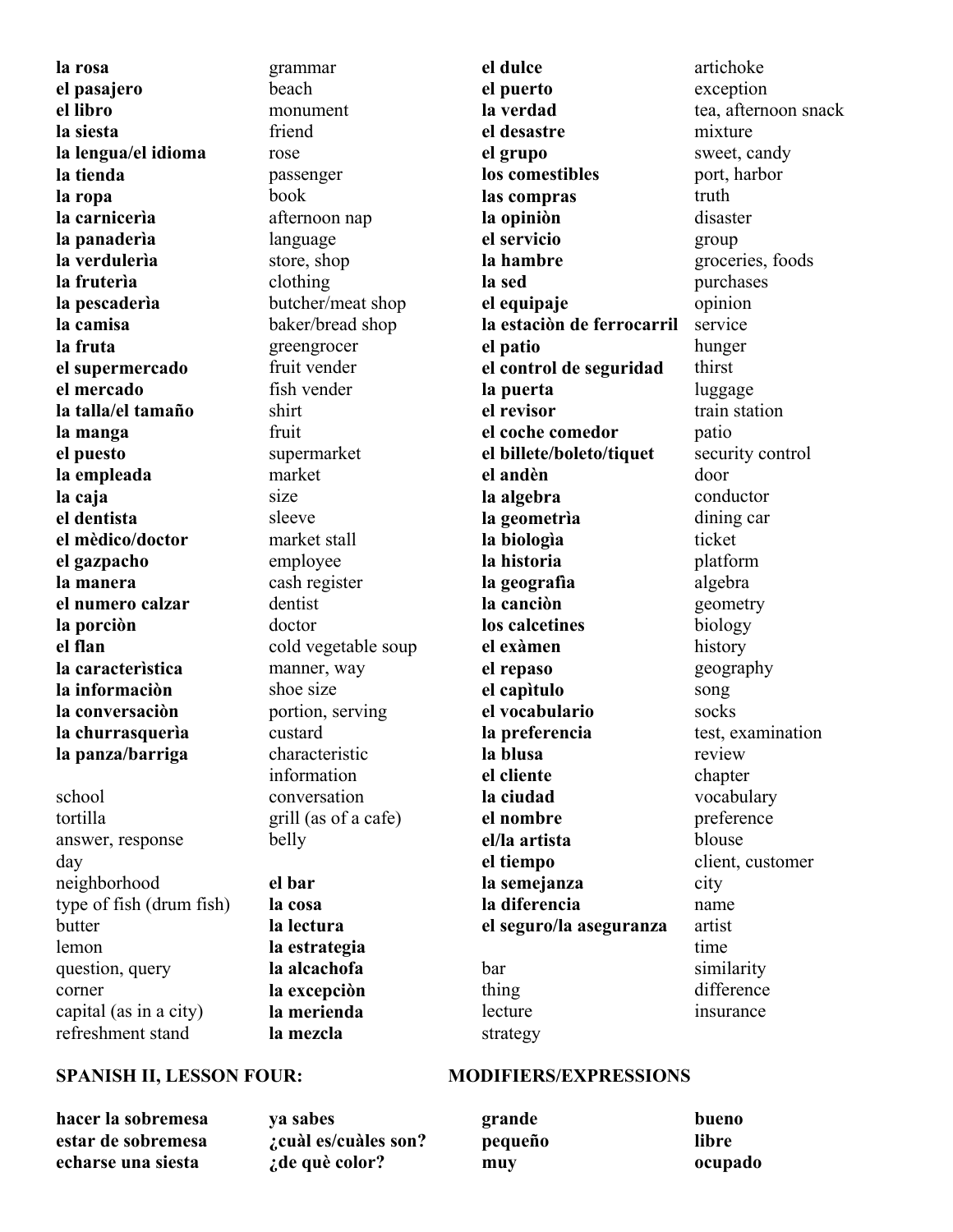| | | | |
|---|---|---|---|
| **la rosa** | grammar | **el dulce** | artichoke |
| **el pasajero** | beach | **el puerto** | exception |
| **el libro** | monument | **la verdad** | tea, afternoon snack |
| **la siesta** | friend | **el desastre** | mixture |
| **la lengua/el idioma** | rose | **el grupo** | sweet, candy |
| **la tienda** | passenger | **los comestibles** | port, harbor |
| **la ropa** | book | **las compras** | truth |
| **la carnicerìa** | afternoon nap | **la opiniòn** | disaster |
| **la panaderìa** | language | **el servicio** | group |
| **la verdulerìa** | store, shop | **la hambre** | groceries, foods |
| **la fruterìa** | clothing | **la sed** | purchases |
| **la pescaderìa** | butcher/meat shop | **el equipaje** | opinion |
| **la camisa** | baker/bread shop | **la estaciòn de ferrocarril** | service |
| **la fruta** | greengrocer | **el patio** | hunger |
| **el supermercado** | fruit vender | **el control de seguridad** | thirst |
| **el mercado** | fish vender | **la puerta** | luggage |
| **la talla/el tamaño** | shirt | **el revisor** | train station |
| **la manga** | fruit | **el coche comedor** | patio |
| **el puesto** | supermarket | **el billete/boleto/tiquet** | security control |
| **la empleada** | market | **el andèn** | door |
| **la caja** | size | **la algebra** | conductor |
| **el dentista** | sleeve | **la geometrìa** | dining car |
| **el mèdico/doctor** | market stall | **la biologìa** | ticket |
| **el gazpacho** | employee | **la historia** | platform |
| **la manera** | cash register | **la geografìa** | algebra |
| **el numero calzar** | dentist | **la canciòn** | geometry |
| **la porciòn** | doctor | **los calcetines** | biology |
| **el flan** | cold vegetable soup | **el exàmen** | history |
| **la caracterìstica** | manner, way | **el repaso** | geography |
| **la informaciòn** | shoe size | **el capìtulo** | song |
| **la conversaciòn** | portion, serving | **el vocabulario** | socks |
| **la churrasquerìa** | custard | **la preferencia** | test, examination |
| **la panza/barriga** | characteristic | **la blusa** | review |
| | information | **el cliente** | chapter |
| school | conversation | **la ciudad** | vocabulary |
| tortilla | grill (as of a cafe) | **el nombre** | preference |
| answer, response | belly | **el/la artista** | blouse |
| day | | **el tiempo** | client, customer |
| neighborhood | **el bar** | **la semejanza** | city |
| type of fish (drum fish) | **la cosa** | **la diferencia** | name |
| butter | **la lectura** | **el seguro/la aseguranza** | artist |
| lemon | **la estrategia** | | time |
| question, query | **la alcachofa** | bar | similarity |
| corner | **la excepciòn** | thing | difference |
| capital (as in a city) | **la merienda** | lecture | insurance |
| refreshment stand | **la mezcla** | strategy | |

## SPANISH II, LESSON FOUR: MODIFIERS/EXPRESSIONS

| | | | |
|---|---|---|---|
| **hacer la sobremesa** | **ya sabes** | **grande** | **bueno** |
| **estar de sobremesa** | **¿cuàl es/cuàles son?** | **pequeño** | **libre** |
| **echarse una siesta** | **¿de què color?** | **muy** | **ocupado** |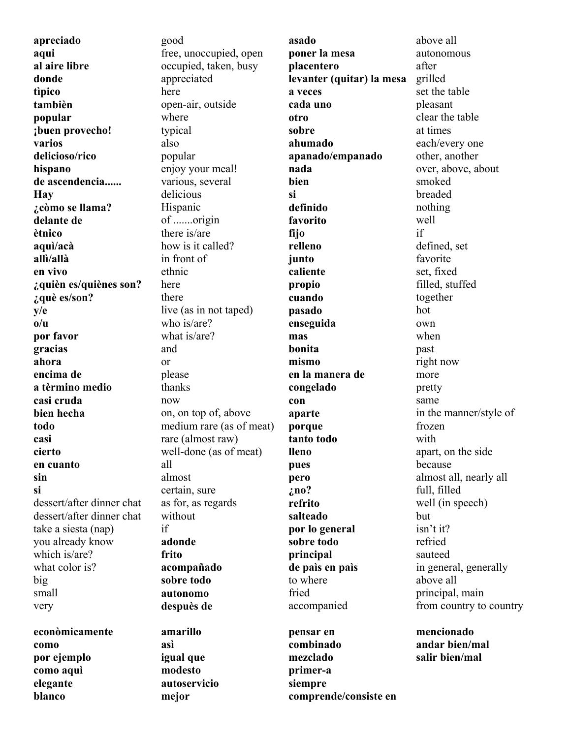| **apreciado** | good | **asado** | above all |
|---|---|---|---|
| **aqui** | free, unoccupied, open | **poner la mesa** | autonomous |
| **al aire libre** | occupied, taken, busy | **placentero** | after |
| **donde** | appreciated | **levanter (quitar) la mesa** | grilled |
| **tìpico** | here | **a veces** | set the table |
| **tambièn** | open-air, outside | **cada uno** | pleasant |
| **popular** | where | **otro** | clear the table |
| **¡buen provecho!** | typical | **sobre** | at times |
| **varios** | also | **ahumado** | each/every one |
| **delicioso/rico** | popular | **apanado/empanado** | other, another |
| **hispano** | enjoy your meal! | **nada** | over, above, about |
| **de ascendencia......** | various, several | **bien** | smoked |
| **Hay** | delicious | **si** | breaded |
| **¿còmo se llama?** | Hispanic | **definido** | nothing |
| **delante de** | of .......origin | **favorito** | well |
| **ètnico** | there is/are | **fijo** | if |
| **aquì/acà** | how is it called? | **relleno** | defined, set |
| **allì/allà** | in front of | **junto** | favorite |
| **en vivo** | ethnic | **caliente** | set, fixed |
| **¿quièn es/quiènes son?** | here | **propio** | filled, stuffed |
| **¿què es/son?** | there | **cuando** | together |
| **y/e** | live (as in not taped) | **pasado** | hot |
| **o/u** | who is/are? | **enseguida** | own |
| **por favor** | what is/are? | **mas** | when |
| **gracias** | and | **bonita** | past |
| **ahora** | or | **mismo** | right now |
| **encima de** | please | **en la manera de** | more |
| **a tèrmino medio** | thanks | **congelado** | pretty |
| **casi cruda** | now | **con** | same |
| **bien hecha** | on, on top of, above | **aparte** | in the manner/style of |
| **todo** | medium rare (as of meat) | **porque** | frozen |
| **casi** | rare (almost raw) | **tanto todo** | with |
| **cierto** | well-done (as of meat) | **lleno** | apart, on the side |
| **en cuanto** | all | **pues** | because |
| **sin** | almost | **pero** | almost all, nearly all |
| **si** | certain, sure | **¿no?** | full, filled |
| dessert/after dinner chat | as for, as regards | **refrito** | well (in speech) |
| dessert/after dinner chat | without | **salteado** | but |
| take a siesta (nap) | if | **por lo general** | isn't it? |
| you already know | **adonde** | **sobre todo** | refried |
| which is/are? | **frito** | **principal** | sauteed |
| what color is? | **acompañado** | **de paìs en paìs** | in general, generally |
| big | **sobre todo** | to where | above all |
| small | **autonomo** | fried | principal, main |
| very | **despuès de** | accompanied | from country to country |
| **econòmicamente** | **amarillo** | **pensar en** | **mencionado** |
| **como** | **asì** | **combinado** | **andar bien/mal** |
| **por ejemplo** | **igual que** | **mezclado** | **salir bien/mal** |
| **como aquì** | **modesto** | **primer-a** | |
| **elegante** | **autoservicio** | **siempre** | |
| **blanco** | **mejor** | **comprende/consiste en** | |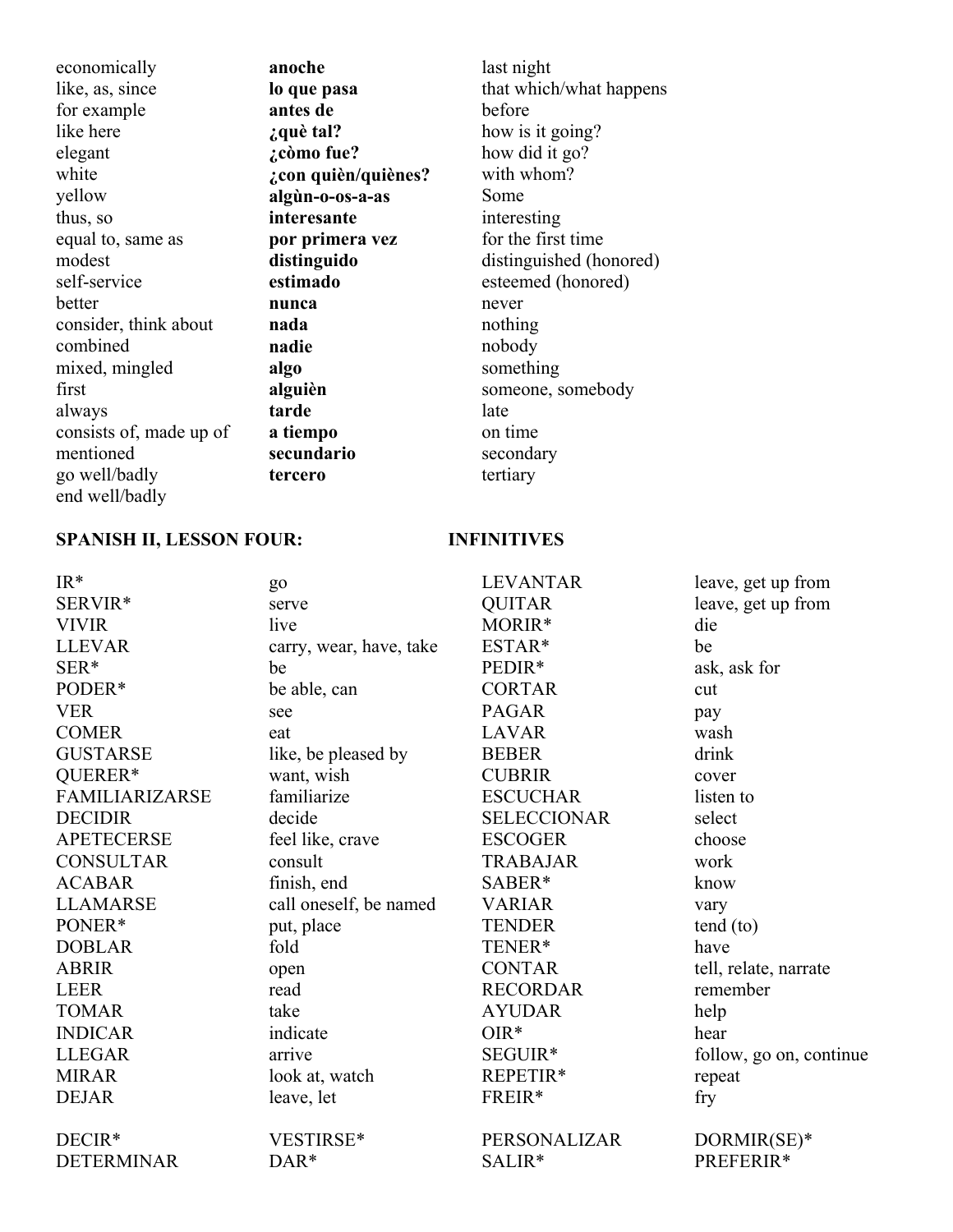| | | |
|---|---|---|
| economically | **anoche** | last night |
| like, as, since | **lo que pasa** | that which/what happens |
| for example | **antes de** | before |
| like here | **¿què tal?** | how is it going? |
| elegant | **¿còmo fue?** | how did it go? |
| white | **¿con quièn/quiènes?** | with whom? |
| yellow | **algùn-o-os-a-as** | Some |
| thus, so | **interesante** | interesting |
| equal to, same as | **por primera vez** | for the first time |
| modest | **distinguido** | distinguished (honored) |
| self-service | **estimado** | esteemed (honored) |
| better | **nunca** | never |
| consider, think about | **nada** | nothing |
| combined | **nadie** | nobody |
| mixed, mingled | **algo** | something |
| first | **alguièn** | someone, somebody |
| always | **tarde** | late |
| consists of, made up of | **a tiempo** | on time |
| mentioned | **secundario** | secondary |
| go well/badly | **tercero** | tertiary |
| end well/badly | | |

## SPANISH II, LESSON FOUR: INFINITIVES

| | | | |
|---|---|---|---|
| IR* | go | LEVANTAR | leave, get up from |
| SERVIR* | serve | QUITAR | leave, get up from |
| VIVIR | live | MORIR* | die |
| LLEVAR | carry, wear, have, take | ESTAR* | be |
| SER* | be | PEDIR* | ask, ask for |
| PODER* | be able, can | CORTAR | cut |
| VER | see | PAGAR | pay |
| COMER | eat | LAVAR | wash |
| GUSTARSE | like, be pleased by | BEBER | drink |
| QUERER* | want, wish | CUBRIR | cover |
| FAMILIARIZARSE | familiarize | ESCUCHAR | listen to |
| DECIDIR | decide | SELECCIONAR | select |
| APETECERSE | feel like, crave | ESCOGER | choose |
| CONSULTAR | consult | TRABAJAR | work |
| ACABAR | finish, end | SABER* | know |
| LLAMARSE | call oneself, be named | VARIAR | vary |
| PONER* | put, place | TENDER | tend (to) |
| DOBLAR | fold | TENER* | have |
| ABRIR | open | CONTAR | tell, relate, narrate |
| LEER | read | RECORDAR | remember |
| TOMAR | take | AYUDAR | help |
| INDICAR | indicate | OIR* | hear |
| LLEGAR | arrive | SEGUIR* | follow, go on, continue |
| MIRAR | look at, watch | REPETIR* | repeat |
| DEJAR | leave, let | FREIR* | fry |
| | | | |
| DECIR* | VESTIRSE* | PERSONALIZAR | DORMIR(SE)* |
| DETERMINAR | DAR* | SALIR* | PREFERIR* |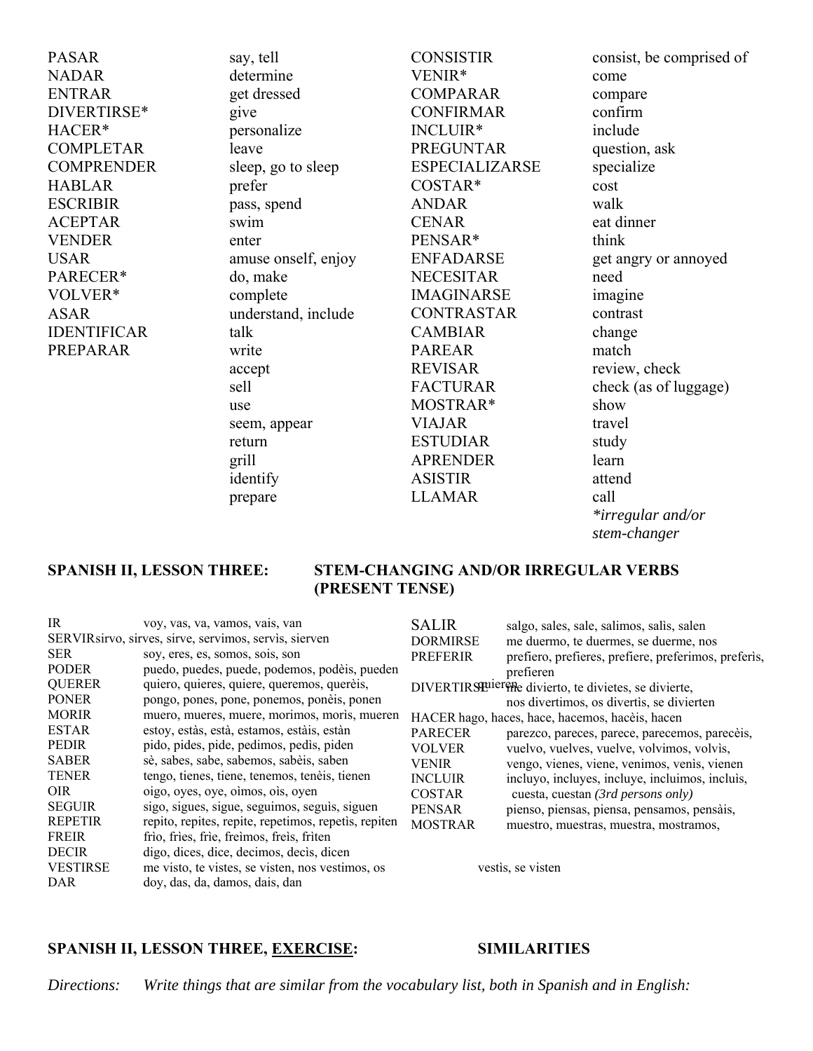| | | | |
|---|---|---|---|
| PASAR | say, tell | CONSISTIR | consist, be comprised of |
| NADAR | determine | VENIR* | come |
| ENTRAR | get dressed | COMPARAR | compare |
| DIVERTIRSE* | give | CONFIRMAR | confirm |
| HACER* | personalize | INCLUIR* | include |
| COMPLETAR | leave | PREGUNTAR | question, ask |
| COMPRENDER | sleep, go to sleep | ESPECIALIZARSE | specialize |
| HABLAR | prefer | COSTAR* | cost |
| ESCRIBIR | pass, spend | ANDAR | walk |
| ACEPTAR | swim | CENAR | eat dinner |
| VENDER | enter | PENSAR* | think |
| USAR | amuse onself, enjoy | ENFADARSE | get angry or annoyed |
| PARECER* | do, make | NECESITAR | need |
| VOLVER* | complete | IMAGINARSE | imagine |
| ASAR | understand, include | CONTRASTAR | contrast |
| IDENTIFICAR | talk | CAMBIAR | change |
| PREPARAR | write | PAREAR | match |
| | accept | REVISAR | review, check |
| | sell | FACTURAR | check (as of luggage) |
| | use | MOSTRAR* | show |
| | seem, appear | VIAJAR | travel |
| | return | ESTUDIAR | study |
| | grill | APRENDER | learn |
| | identify | ASISTIR | attend |
| | prepare | LLAMAR | call |

*\*irregular and/or stem-changer*

## SPANISH II, LESSON THREE: STEM-CHANGING AND/OR IRREGULAR VERBS (PRESENT TENSE)

| | |
|---|---|
| IR | voy, vas, va, vamos, vais, van |
| SERVIR | sirvo, sirves, sirve, servimos, servìs, sierven |
| SER | soy, eres, es, somos, sois, son |
| PODER | puedo, puedes, puede, podemos, podèis, pueden |
| QUERER | quiero, quieres, quiere, queremos, querèis, quieren |
| PONER | pongo, pones, pone, ponemos, ponèis, ponen |
| MORIR | muero, mueres, muere, morimos, morìs, mueren |
| ESTAR | estoy, estàs, està, estamos, estàis, estàn |
| PEDIR | pido, pides, pide, pedimos, pedìs, piden |
| SABER | sè, sabes, sabe, sabemos, sabèis, saben |
| TENER | tengo, tienes, tiene, tenemos, tenèis, tienen |
| OIR | oigo, oyes, oye, oìmos, oìs, oyen |
| SEGUIR | sigo, sigues, sigue, seguimos, seguìs, siguen |
| REPETIR | repito, repites, repite, repetimos, repetìs, repiten |
| FREIR | frìo, frìes, frìe, freimos, freìs, frìten |
| DECIR | digo, dices, dice, decimos, decìs, dicen |
| VESTIRSE | me visto, te vistes, se visten, nos vestimos, os vestìs, se visten |
| DAR | doy, das, da, damos, dais, dan |
| SALIR | salgo, sales, sale, salimos, salìs, salen |
| DORMIRSE | me duermo, te duermes, se duerme, nos |
| PREFERIR | prefiero, prefieres, prefiere, preferimos, preferìs, prefieren |
| DIVERTIRSE | me divierto, te divietes, se divierte, nos divertimos, os divertìs, se divierten |
| HACER | hago, haces, hace, hacemos, hacèis, hacen |
| PARECER | parezco, pareces, parece, parecemos, parecèis, |
| VOLVER | vuelvo, vuelves, vuelve, volvimos, volvìs, |
| VENIR | vengo, vienes, viene, venimos, venìs, vienen |
| INCLUIR | incluyo, incluyes, incluye, incluimos, incluìs, |
| COSTAR | cuesta, cuestan *(3rd persons only)* |
| PENSAR | pienso, piensas, piensa, pensamos, pensàis, |
| MOSTRAR | muestro, muestras, muestra, mostramos, |

## SPANISH II, LESSON THREE, EXERCISE: SIMILARITIES

*Directions: Write things that are similar from the vocabulary list, both in Spanish and in English:*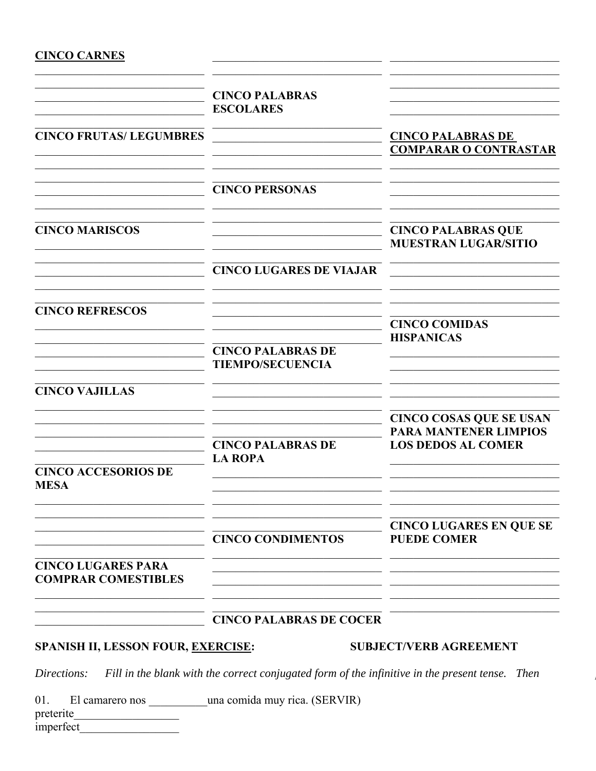**CINCO CARNES**

\_\_\_\_\_\_\_\_\_\_\_\_\_\_\_\_\_\_\_\_\_\_\_\_\_\_\_\_

\_\_\_\_\_\_\_\_\_\_\_\_\_\_\_\_\_\_\_\_\_\_\_\_\_\_\_\_

\_\_\_\_\_\_\_\_\_\_\_\_\_\_\_\_\_\_\_\_\_\_\_\_\_\_\_\_

\_\_\_\_\_\_\_\_\_\_\_\_\_\_\_\_\_\_\_\_\_\_\_\_\_\_\_\_

\_\_\_\_\_\_\_\_\_\_\_\_\_\_\_\_\_\_\_\_\_\_\_\_\_\_\_\_

**CINCO FRUTAS/ LEGUMBRES**

\_\_\_\_\_\_\_\_\_\_\_\_\_\_\_\_\_\_\_\_\_\_\_\_\_\_\_\_

\_\_\_\_\_\_\_\_\_\_\_\_\_\_\_\_\_\_\_\_\_\_\_\_\_\_\_\_

\_\_\_\_\_\_\_\_\_\_\_\_\_\_\_\_\_\_\_\_\_\_\_\_\_\_\_\_

\_\_\_\_\_\_\_\_\_\_\_\_\_\_\_\_\_\_\_\_\_\_\_\_\_\_\_\_

\_\_\_\_\_\_\_\_\_\_\_\_\_\_\_\_\_\_\_\_\_\_\_\_\_\_\_\_

**CINCO MARISCOS**

\_\_\_\_\_\_\_\_\_\_\_\_\_\_\_\_\_\_\_\_\_\_\_\_\_\_\_\_

\_\_\_\_\_\_\_\_\_\_\_\_\_\_\_\_\_\_\_\_\_\_\_\_\_\_\_\_

\_\_\_\_\_\_\_\_\_\_\_\_\_\_\_\_\_\_\_\_\_\_\_\_\_\_\_\_

\_\_\_\_\_\_\_\_\_\_\_\_\_\_\_\_\_\_\_\_\_\_\_\_\_\_\_\_

\_\_\_\_\_\_\_\_\_\_\_\_\_\_\_\_\_\_\_\_\_\_\_\_\_\_\_\_

**CINCO REFRESCOS**

\_\_\_\_\_\_\_\_\_\_\_\_\_\_\_\_\_\_\_\_\_\_\_\_\_\_\_\_

\_\_\_\_\_\_\_\_\_\_\_\_\_\_\_\_\_\_\_\_\_\_\_\_\_\_\_\_

\_\_\_\_\_\_\_\_\_\_\_\_\_\_\_\_\_\_\_\_\_\_\_\_\_\_\_\_

\_\_\_\_\_\_\_\_\_\_\_\_\_\_\_\_\_\_\_\_\_\_\_\_\_\_\_\_

\_\_\_\_\_\_\_\_\_\_\_\_\_\_\_\_\_\_\_\_\_\_\_\_\_\_\_\_

**CINCO VAJILLAS**

\_\_\_\_\_\_\_\_\_\_\_\_\_\_\_\_\_\_\_\_\_\_\_\_\_\_\_\_

\_\_\_\_\_\_\_\_\_\_\_\_\_\_\_\_\_\_\_\_\_\_\_\_\_\_\_\_

\_\_\_\_\_\_\_\_\_\_\_\_\_\_\_\_\_\_\_\_\_\_\_\_\_\_\_\_

\_\_\_\_\_\_\_\_\_\_\_\_\_\_\_\_\_\_\_\_\_\_\_\_\_\_\_\_

\_\_\_\_\_\_\_\_\_\_\_\_\_\_\_\_\_\_\_\_\_\_\_\_\_\_\_\_

**CINCO ACCESORIOS DE MESA**

\_\_\_\_\_\_\_\_\_\_\_\_\_\_\_\_\_\_\_\_\_\_\_\_\_\_\_\_

\_\_\_\_\_\_\_\_\_\_\_\_\_\_\_\_\_\_\_\_\_\_\_\_\_\_\_\_

\_\_\_\_\_\_\_\_\_\_\_\_\_\_\_\_\_\_\_\_\_\_\_\_\_\_\_\_

\_\_\_\_\_\_\_\_\_\_\_\_\_\_\_\_\_\_\_\_\_\_\_\_\_\_\_\_

\_\_\_\_\_\_\_\_\_\_\_\_\_\_\_\_\_\_\_\_\_\_\_\_\_\_\_\_

**CINCO LUGARES PARA COMPRAR COMESTIBLES**

\_\_\_\_\_\_\_\_\_\_\_\_\_\_\_\_\_\_\_\_\_\_\_\_\_\_\_\_

\_\_\_\_\_\_\_\_\_\_\_\_\_\_\_\_\_\_\_\_\_\_\_\_\_\_\_\_

\_\_\_\_\_\_\_\_\_\_\_\_\_\_\_\_\_\_\_\_\_\_\_\_\_\_\_\_

\_\_\_\_\_\_\_\_\_\_\_\_\_\_\_\_\_\_\_\_\_\_\_\_\_\_\_\_

\_\_\_\_\_\_\_\_\_\_\_\_\_\_\_\_\_\_\_\_\_\_\_\_\_\_\_\_

**CINCO PALABRAS ESCOLARES**

\_\_\_\_\_\_\_\_\_\_\_\_\_\_\_\_\_\_\_\_\_\_\_\_\_\_\_\_

\_\_\_\_\_\_\_\_\_\_\_\_\_\_\_\_\_\_\_\_\_\_\_\_\_\_\_\_

\_\_\_\_\_\_\_\_\_\_\_\_\_\_\_\_\_\_\_\_\_\_\_\_\_\_\_\_

\_\_\_\_\_\_\_\_\_\_\_\_\_\_\_\_\_\_\_\_\_\_\_\_\_\_\_\_

\_\_\_\_\_\_\_\_\_\_\_\_\_\_\_\_\_\_\_\_\_\_\_\_\_\_\_\_

**CINCO PERSONAS**

\_\_\_\_\_\_\_\_\_\_\_\_\_\_\_\_\_\_\_\_\_\_\_\_\_\_\_\_

\_\_\_\_\_\_\_\_\_\_\_\_\_\_\_\_\_\_\_\_\_\_\_\_\_\_\_\_

\_\_\_\_\_\_\_\_\_\_\_\_\_\_\_\_\_\_\_\_\_\_\_\_\_\_\_\_

\_\_\_\_\_\_\_\_\_\_\_\_\_\_\_\_\_\_\_\_\_\_\_\_\_\_\_\_

\_\_\_\_\_\_\_\_\_\_\_\_\_\_\_\_\_\_\_\_\_\_\_\_\_\_\_\_

**CINCO LUGARES DE VIAJAR**

\_\_\_\_\_\_\_\_\_\_\_\_\_\_\_\_\_\_\_\_\_\_\_\_\_\_\_\_

\_\_\_\_\_\_\_\_\_\_\_\_\_\_\_\_\_\_\_\_\_\_\_\_\_\_\_\_

\_\_\_\_\_\_\_\_\_\_\_\_\_\_\_\_\_\_\_\_\_\_\_\_\_\_\_\_

\_\_\_\_\_\_\_\_\_\_\_\_\_\_\_\_\_\_\_\_\_\_\_\_\_\_\_\_

\_\_\_\_\_\_\_\_\_\_\_\_\_\_\_\_\_\_\_\_\_\_\_\_\_\_\_\_

**CINCO PALABRAS DE TIEMPO/SECUENCIA**

\_\_\_\_\_\_\_\_\_\_\_\_\_\_\_\_\_\_\_\_\_\_\_\_\_\_\_\_

\_\_\_\_\_\_\_\_\_\_\_\_\_\_\_\_\_\_\_\_\_\_\_\_\_\_\_\_

\_\_\_\_\_\_\_\_\_\_\_\_\_\_\_\_\_\_\_\_\_\_\_\_\_\_\_\_

\_\_\_\_\_\_\_\_\_\_\_\_\_\_\_\_\_\_\_\_\_\_\_\_\_\_\_\_

\_\_\_\_\_\_\_\_\_\_\_\_\_\_\_\_\_\_\_\_\_\_\_\_\_\_\_\_

**CINCO PALABRAS DE LA ROPA**

\_\_\_\_\_\_\_\_\_\_\_\_\_\_\_\_\_\_\_\_\_\_\_\_\_\_\_\_

\_\_\_\_\_\_\_\_\_\_\_\_\_\_\_\_\_\_\_\_\_\_\_\_\_\_\_\_

\_\_\_\_\_\_\_\_\_\_\_\_\_\_\_\_\_\_\_\_\_\_\_\_\_\_\_\_

\_\_\_\_\_\_\_\_\_\_\_\_\_\_\_\_\_\_\_\_\_\_\_\_\_\_\_\_

\_\_\_\_\_\_\_\_\_\_\_\_\_\_\_\_\_\_\_\_\_\_\_\_\_\_\_\_

**CINCO CONDIMENTOS**

\_\_\_\_\_\_\_\_\_\_\_\_\_\_\_\_\_\_\_\_\_\_\_\_\_\_\_\_

\_\_\_\_\_\_\_\_\_\_\_\_\_\_\_\_\_\_\_\_\_\_\_\_\_\_\_\_

\_\_\_\_\_\_\_\_\_\_\_\_\_\_\_\_\_\_\_\_\_\_\_\_\_\_\_\_

\_\_\_\_\_\_\_\_\_\_\_\_\_\_\_\_\_\_\_\_\_\_\_\_\_\_\_\_

\_\_\_\_\_\_\_\_\_\_\_\_\_\_\_\_\_\_\_\_\_\_\_\_\_\_\_\_

**CINCO PALABRAS DE COCER**

\_\_\_\_\_\_\_\_\_\_\_\_\_\_\_\_\_\_\_\_\_\_\_\_\_\_\_\_

\_\_\_\_\_\_\_\_\_\_\_\_\_\_\_\_\_\_\_\_\_\_\_\_\_\_\_\_

\_\_\_\_\_\_\_\_\_\_\_\_\_\_\_\_\_\_\_\_\_\_\_\_\_\_\_\_

\_\_\_\_\_\_\_\_\_\_\_\_\_\_\_\_\_\_\_\_\_\_\_\_\_\_\_\_

\_\_\_\_\_\_\_\_\_\_\_\_\_\_\_\_\_\_\_\_\_\_\_\_\_\_\_\_

**CINCO PALABRAS DE COMPARAR O CONTRASTAR**

\_\_\_\_\_\_\_\_\_\_\_\_\_\_\_\_\_\_\_\_\_\_\_\_\_\_\_\_

\_\_\_\_\_\_\_\_\_\_\_\_\_\_\_\_\_\_\_\_\_\_\_\_\_\_\_\_

\_\_\_\_\_\_\_\_\_\_\_\_\_\_\_\_\_\_\_\_\_\_\_\_\_\_\_\_

\_\_\_\_\_\_\_\_\_\_\_\_\_\_\_\_\_\_\_\_\_\_\_\_\_\_\_\_

\_\_\_\_\_\_\_\_\_\_\_\_\_\_\_\_\_\_\_\_\_\_\_\_\_\_\_\_

**CINCO PALABRAS QUE MUESTRAN LUGAR/SITIO**

\_\_\_\_\_\_\_\_\_\_\_\_\_\_\_\_\_\_\_\_\_\_\_\_\_\_\_\_

\_\_\_\_\_\_\_\_\_\_\_\_\_\_\_\_\_\_\_\_\_\_\_\_\_\_\_\_

\_\_\_\_\_\_\_\_\_\_\_\_\_\_\_\_\_\_\_\_\_\_\_\_\_\_\_\_

\_\_\_\_\_\_\_\_\_\_\_\_\_\_\_\_\_\_\_\_\_\_\_\_\_\_\_\_

\_\_\_\_\_\_\_\_\_\_\_\_\_\_\_\_\_\_\_\_\_\_\_\_\_\_\_\_

**CINCO COMIDAS HISPANICAS**

\_\_\_\_\_\_\_\_\_\_\_\_\_\_\_\_\_\_\_\_\_\_\_\_\_\_\_\_

\_\_\_\_\_\_\_\_\_\_\_\_\_\_\_\_\_\_\_\_\_\_\_\_\_\_\_\_

\_\_\_\_\_\_\_\_\_\_\_\_\_\_\_\_\_\_\_\_\_\_\_\_\_\_\_\_

\_\_\_\_\_\_\_\_\_\_\_\_\_\_\_\_\_\_\_\_\_\_\_\_\_\_\_\_

\_\_\_\_\_\_\_\_\_\_\_\_\_\_\_\_\_\_\_\_\_\_\_\_\_\_\_\_

**CINCO COSAS QUE SE USAN PARA MANTENER LIMPIOS LOS DEDOS AL COMER**

\_\_\_\_\_\_\_\_\_\_\_\_\_\_\_\_\_\_\_\_\_\_\_\_\_\_\_\_

\_\_\_\_\_\_\_\_\_\_\_\_\_\_\_\_\_\_\_\_\_\_\_\_\_\_\_\_

\_\_\_\_\_\_\_\_\_\_\_\_\_\_\_\_\_\_\_\_\_\_\_\_\_\_\_\_

\_\_\_\_\_\_\_\_\_\_\_\_\_\_\_\_\_\_\_\_\_\_\_\_\_\_\_\_

\_\_\_\_\_\_\_\_\_\_\_\_\_\_\_\_\_\_\_\_\_\_\_\_\_\_\_\_

**CINCO LUGARES EN QUE SE PUEDE COMER**

\_\_\_\_\_\_\_\_\_\_\_\_\_\_\_\_\_\_\_\_\_\_\_\_\_\_\_\_

\_\_\_\_\_\_\_\_\_\_\_\_\_\_\_\_\_\_\_\_\_\_\_\_\_\_\_\_

\_\_\_\_\_\_\_\_\_\_\_\_\_\_\_\_\_\_\_\_\_\_\_\_\_\_\_\_

\_\_\_\_\_\_\_\_\_\_\_\_\_\_\_\_\_\_\_\_\_\_\_\_\_\_\_\_

\_\_\_\_\_\_\_\_\_\_\_\_\_\_\_\_\_\_\_\_\_\_\_\_\_\_\_\_

## SPANISH II, LESSON FOUR, <u>EXERCISE</u>: SUBJECT/VERB AGREEMENT

*Directions: Fill in the blank with the correct conjugated form of the infinitive in the present tense. Then*

01. El camarero nos \_\_\_\_\_\_\_\_\_\_una comida muy rica. (SERVIR)
preterite\_\_\_\_\_\_\_\_\_\_\_\_\_\_\_\_\_\_
imperfect\_\_\_\_\_\_\_\_\_\_\_\_\_\_\_\_\_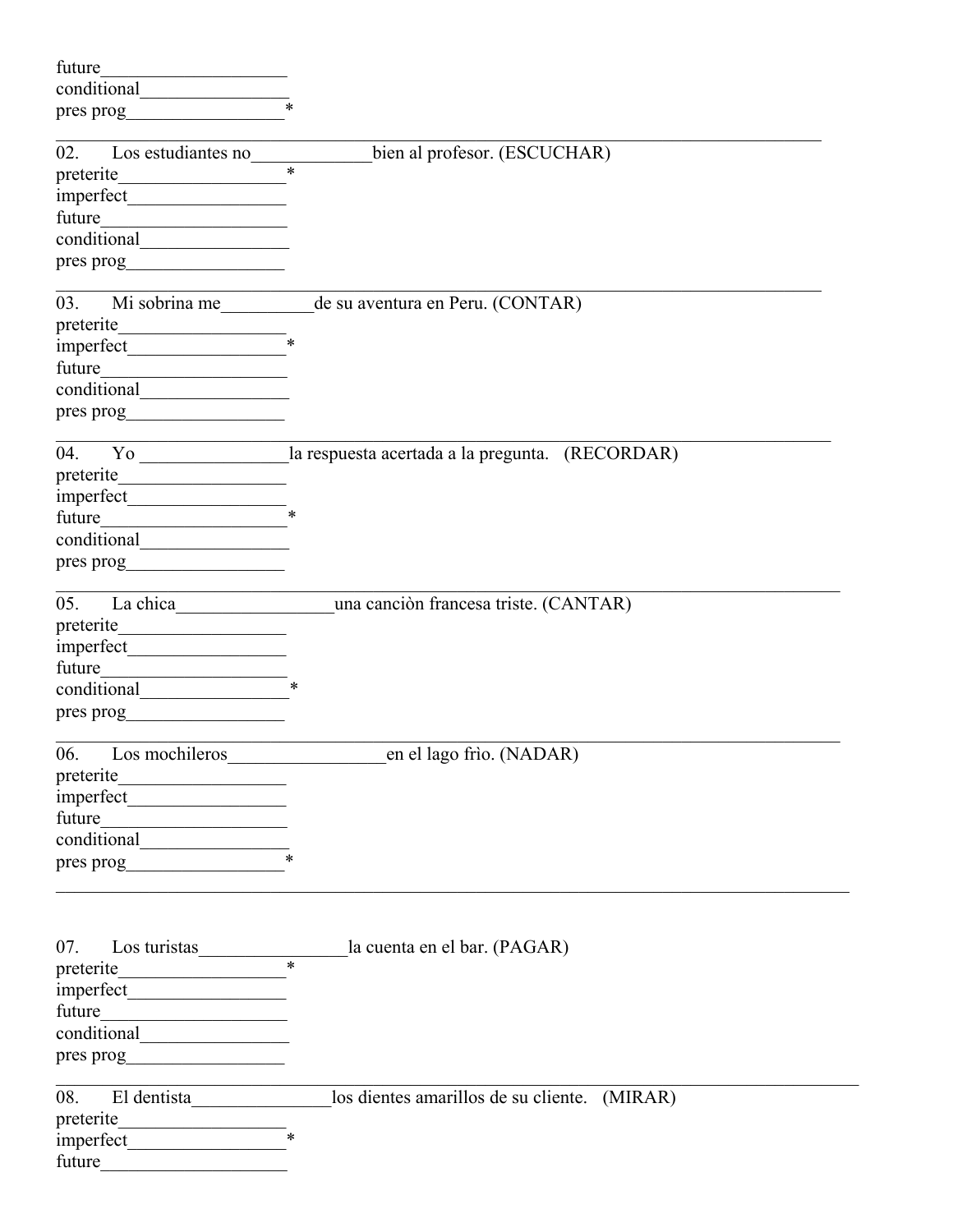future____________________
conditional________________
pres prog_________________*

---

02. Los estudiantes no_____________bien al profesor. (ESCUCHAR)
preterite__________________*
imperfect_________________
future____________________
conditional________________
pres prog_________________

---

03. Mi sobrina me__________de su aventura en Peru. (CONTAR)
preterite__________________
imperfect_________________*
future____________________
conditional________________
pres prog_________________

---

04. Yo ________________la respuesta acertada a la pregunta. (RECORDAR)
preterite__________________
imperfect_________________
future____________________*
conditional________________
pres prog_________________

---

05. La chica_________________una canciòn francesa triste. (CANTAR)
preterite__________________
imperfect_________________
future____________________
conditional________________*
pres prog_________________

---

06. Los mochileros_________________en el lago frìo. (NADAR)
preterite__________________
imperfect_________________
future____________________
conditional________________
pres prog_________________*

---

07. Los turistas________________la cuenta en el bar. (PAGAR)
preterite__________________*
imperfect_________________
future____________________
conditional________________
pres prog_________________

---

08. El dentista_______________los dientes amarillos de su cliente. (MIRAR)
preterite__________________
imperfect_________________*
future____________________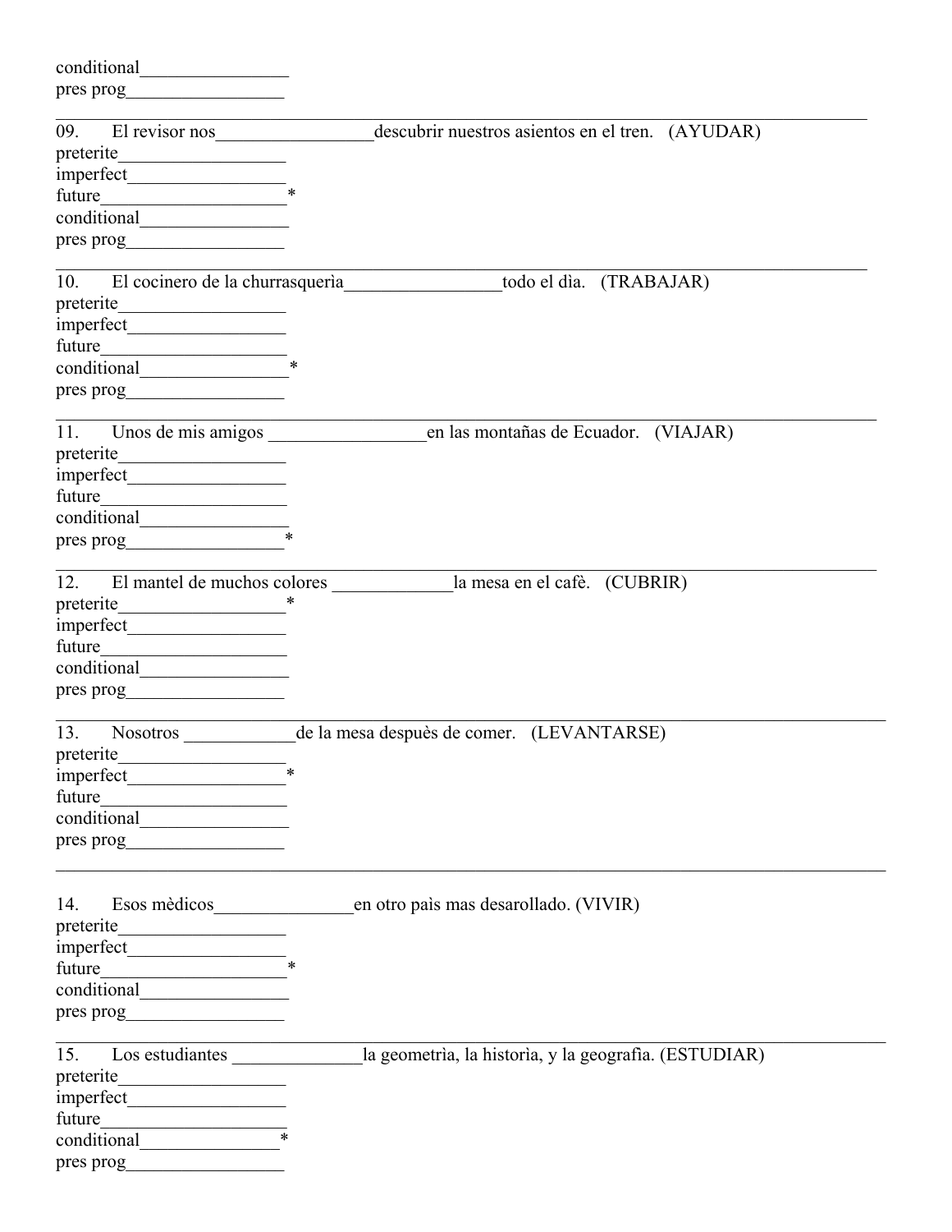conditional________________
pres prog_________________

---

09. El revisor nos_________________descubrir nuestros asientos en el tren. (AYUDAR)
preterite__________________
imperfect_________________
future____________________*
conditional________________
pres prog_________________

---

10. El cocinero de la churrasquerìa_________________todo el dìa. (TRABAJAR)
preterite__________________
imperfect_________________
future____________________
conditional________________*
pres prog_________________

---

11. Unos de mis amigos _________________en las montañas de Ecuador. (VIAJAR)
preterite__________________
imperfect_________________
future____________________
conditional________________
pres prog_________________*

---

12. El mantel de muchos colores _____________la mesa en el cafè. (CUBRIR)
preterite__________________*
imperfect_________________
future____________________
conditional________________
pres prog_________________

---

13. Nosotros ____________de la mesa despuès de comer. (LEVANTARSE)
preterite__________________
imperfect_________________*
future____________________
conditional________________
pres prog_________________

---

14. Esos mèdicos_______________en otro paìs mas desarollado. (VIVIR)
preterite__________________
imperfect_________________
future____________________*
conditional________________
pres prog_________________

---

15. Los estudiantes ______________la geometrìa, la historìa, y la geografìa. (ESTUDIAR)
preterite__________________
imperfect_________________
future____________________
conditional_______________*
pres prog_________________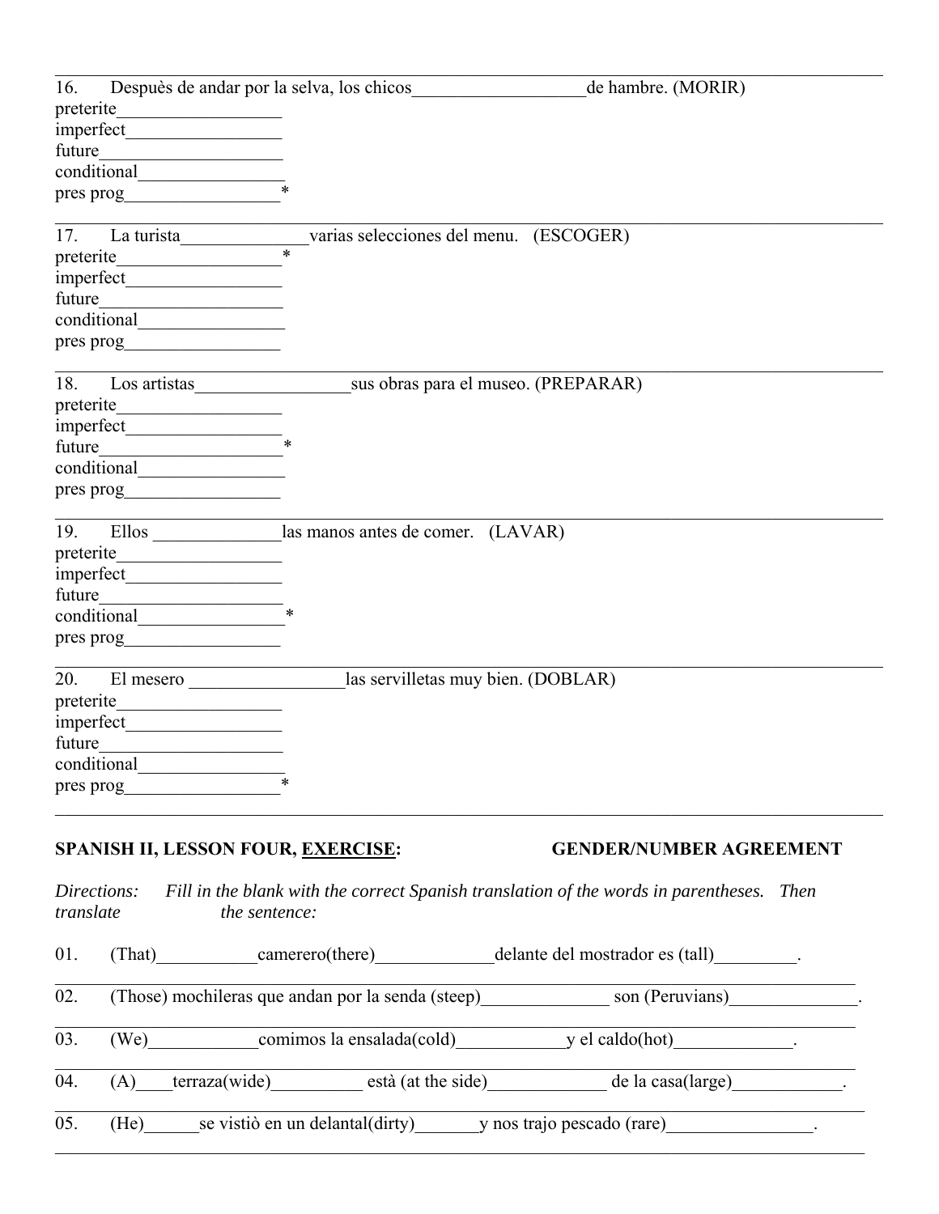---

16. Despuès de andar por la selva, los chicos___________________de hambre. (MORIR)

preterite__________________
imperfect_________________
future___________________
conditional________________
pres prog_________________*

---

17. La turista______________varias selecciones del menu. (ESCOGER)

preterite__________________*
imperfect_________________
future___________________
conditional________________
pres prog_________________

---

18. Los artistas_________________sus obras para el museo. (PREPARAR)

preterite__________________
imperfect_________________
future___________________*
conditional________________
pres prog_________________

---

19. Ellos ______________las manos antes de comer. (LAVAR)

preterite__________________
imperfect_________________
future___________________
conditional________________*
pres prog_________________

---

20. El mesero _________________las servilletas muy bien. (DOBLAR)

preterite__________________
imperfect_________________
future___________________
conditional________________
pres prog_________________*

---

**SPANISH II, LESSON FOUR, EXERCISE: GENDER/NUMBER AGREEMENT**

*Directions: Fill in the blank with the correct Spanish translation of the words in parentheses. Then translate the sentence:*

01. (That)___________camerero(there)_____________delante del mostrador es (tall)_________.
______________________________________________________________________________

02. (Those) mochileras que andan por la senda (steep)______________ son (Peruvians)______________.
______________________________________________________________________________

03. (We)____________comimos la ensalada(cold)____________y el caldo(hot)_____________.
______________________________________________________________________________

04. (A)____terraza(wide)__________ està (at the side)_____________ de la casa(large)____________.
______________________________________________________________________________

05. (He)______se vistiò en un delantal(dirty)_______y nos trajo pescado (rare)________________.
______________________________________________________________________________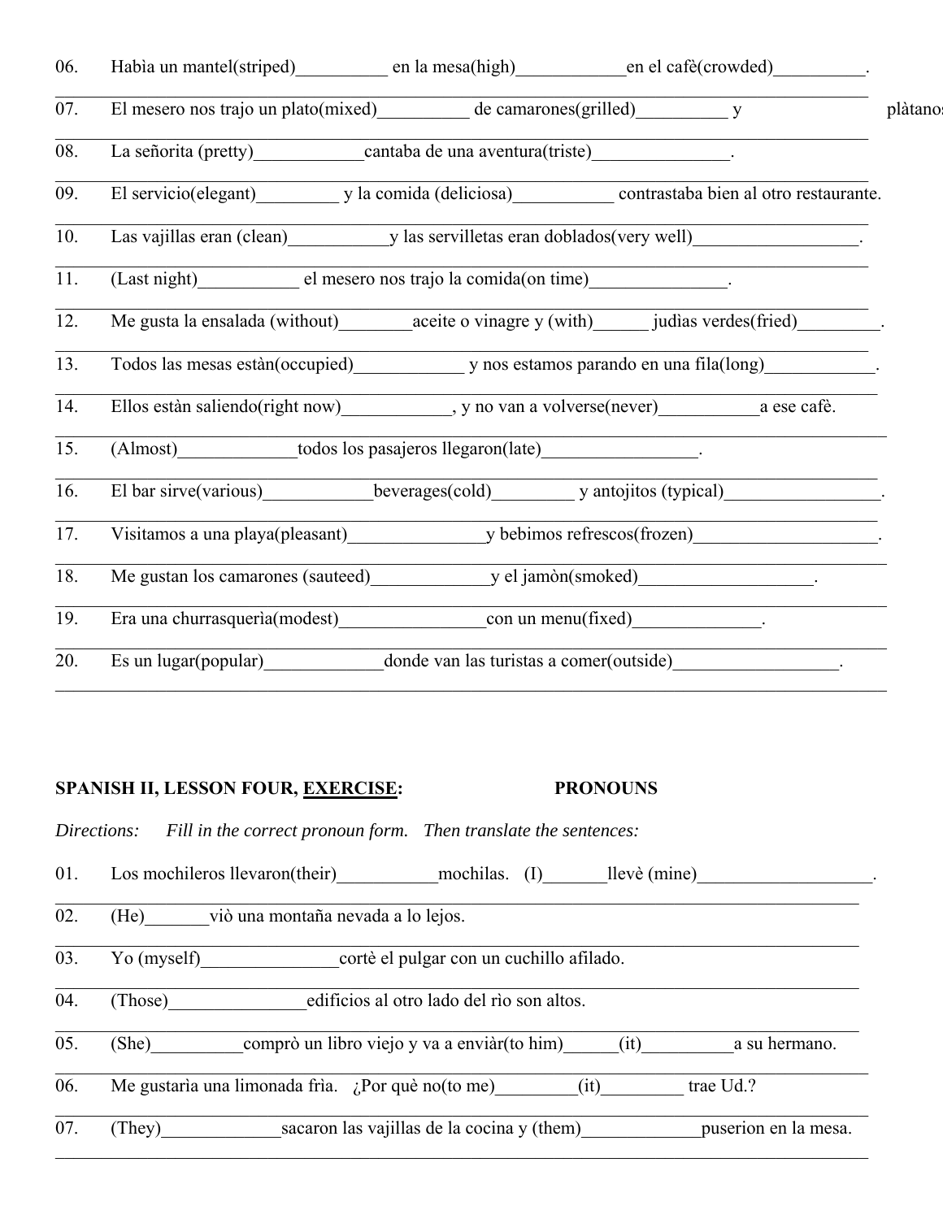06. Habìa un mantel(striped)__________ en la mesa(high)____________en el cafè(crowded)__________.

07. El mesero nos trajo un plato(mixed)__________ de camarones(grilled)__________ y plàtanos

08. La señorita (pretty)____________cantaba de una aventura(triste)_______________.

09. El servicio(elegant)_________ y la comida (deliciosa)___________ contrastaba bien al otro restaurante.

10. Las vajillas eran (clean)___________y las servilletas eran doblados(very well)__________________.

11. (Last night)___________ el mesero nos trajo la comida(on time)_______________.

12. Me gusta la ensalada (without)________aceite o vinagre y (with)______ judìas verdes(fried)_________.

13. Todos las mesas estàn(occupied)____________ y nos estamos parando en una fila(long)____________.

14. Ellos estàn saliendo(right now)____________, y no van a volverse(never)___________a ese cafè.

15. (Almost)_____________todos los pasajeros llegaron(late)_________________.

16. El bar sirve(various)____________beverages(cold)_________ y antojitos (typical)_________________.

17. Visitamos a una playa(pleasant)_______________y bebimos refrescos(frozen)____________________.

18. Me gustan los camarones (sauteed)_____________y el jamòn(smoked)___________________.

19. Era una churrasquerìa(modest)________________con un menu(fixed)______________.

20. Es un lugar(popular)_____________donde van las turistas a comer(outside)__________________.

**SPANISH II, LESSON FOUR, <u>EXERCISE</u>:** **PRONOUNS**

*Directions: Fill in the correct pronoun form. Then translate the sentences:*

01. Los mochileros llevaron(their)___________mochilas. (I)_______llevè (mine)____________________.

02. (He)_______viò una montaña nevada a lo lejos.

03. Yo (myself)_______________cortè el pulgar con un cuchillo afilado.

04. (Those)_______________edificios al otro lado del rìo son altos.

05. (She)__________comprò un libro viejo y va a enviàr(to him)______(it)__________a su hermano.

06. Me gustarìa una limonada frìa. ¿Por què no(to me)_________(it)_________ trae Ud.?

07. (They)_____________sacaron las vajillas de la cocina y (them)_____________puserion en la mesa.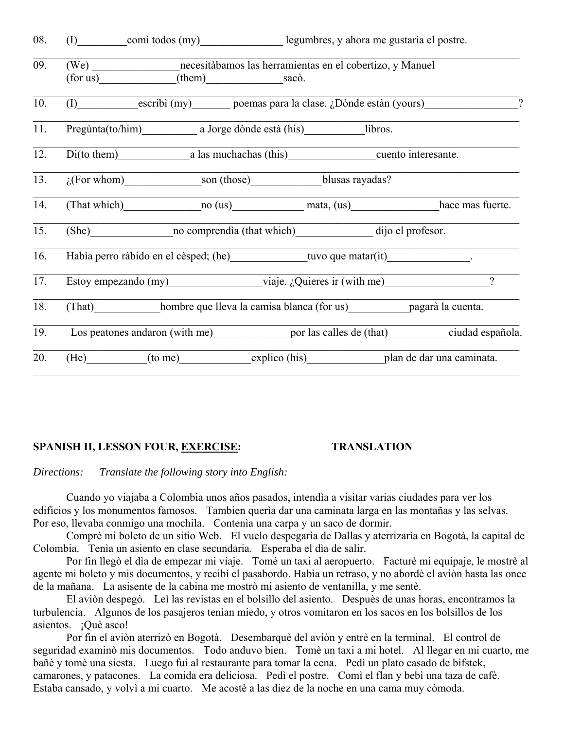08. (I)_________comì todos (my)_______________ legumbres, y ahora me gustarìa el postre.

09. (We) ________________necesitàbamos las herramientas en el cobertizo, y Manuel (for us)______________(them)______________sacò.

10. (I)___________escribì (my)_______ poemas para la clase. ¿Dònde estàn (yours)_________________?

11. Pregùnta(to/him)__________ a Jorge dònde està (his)___________libros.

12. Di(to them)_____________a las muchachas (this)________________cuento interesante.

13. ¿(For whom)______________son (those)_____________blusas rayadas?

14. (That which)______________no (us)_____________ mata, (us)________________hace mas fuerte.

15. (She)_______________no comprendìa (that which)______________ dijo el profesor.

16. Habìa perro ràbido en el cèsped; (he)______________tuvo que matar(it)_______________.

17. Estoy empezando (my)_________________viaje. ¿Quieres ir (with me)___________________?

18. (That)____________hombre que lleva la camisa blanca (for us)___________pagarà la cuenta.

19. Los peatones andaron (with me)______________por las calles de (that)___________ciudad española.

20. (He)___________(to me)_____________explico (his)______________plan de dar una caminata.

**SPANISH II, LESSON FOUR, EXERCISE: TRANSLATION**

*Directions: Translate the following story into English:*

Cuando yo viajaba a Colombia unos años pasados, intendìa a visitar varias ciudades para ver los edificios y los monumentos famosos. Tambien querìa dar una caminata larga en las montañas y las selvas. Por eso, llevaba conmigo una mochila. Contenìa una carpa y un saco de dormir.

Comprè mi boleto de un sitio Web. El vuelo despegarìa de Dallas y aterrizarìa en Bogotà, la capital de Colombia. Tenìa un asiento en clase secundaria. Esperaba el dìa de salir.

Por fin llegò el dìa de empezar mi viaje. Tomè un taxi al aeropuerto. Facturè mi equipaje, le mostrè al agente mi boleto y mis documentos, y recibì el pasabordo. Habìa un retraso, y no abordè el aviòn hasta las once de la mañana. La asisente de la cabina me mostrò mi asiento de ventanilla, y me sentè.

El aviòn despegò. Leì las revistas en el bolsillo del asiento. Despuès de unas horas, encontramos la turbulencia. Algunos de los pasajeros tenìan miedo, y otros vomitaron en los sacos en los bolsillos de los asientos. ¡Què asco!

Por fin el aviòn aterrizò en Bogotà. Desembarquè del aviòn y entrè en la terminal. El control de seguridad examinò mis documentos. Todo anduvo bien. Tomè un taxi a mi hotel. Al llegar en mi cuarto, me bañè y tomè una siesta. Luego fui al restaurante para tomar la cena. Pedì un plato casado de bifstek, camarones, y patacones. La comida era deliciosa. Pedì el postre. Comì el flan y bebì una taza de cafè. Estaba cansado, y volvì a mi cuarto. Me acostè a las diez de la noche en una cama muy còmoda.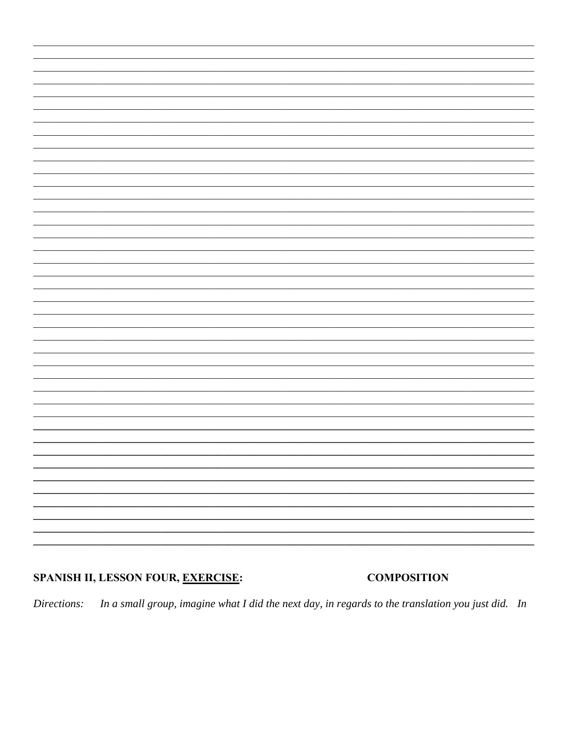**SPANISH II, LESSON FOUR, <u>EXERCISE</u>: COMPOSITION**

*Directions:* *In a small group, imagine what I did the next day, in regards to the translation you just did. In*